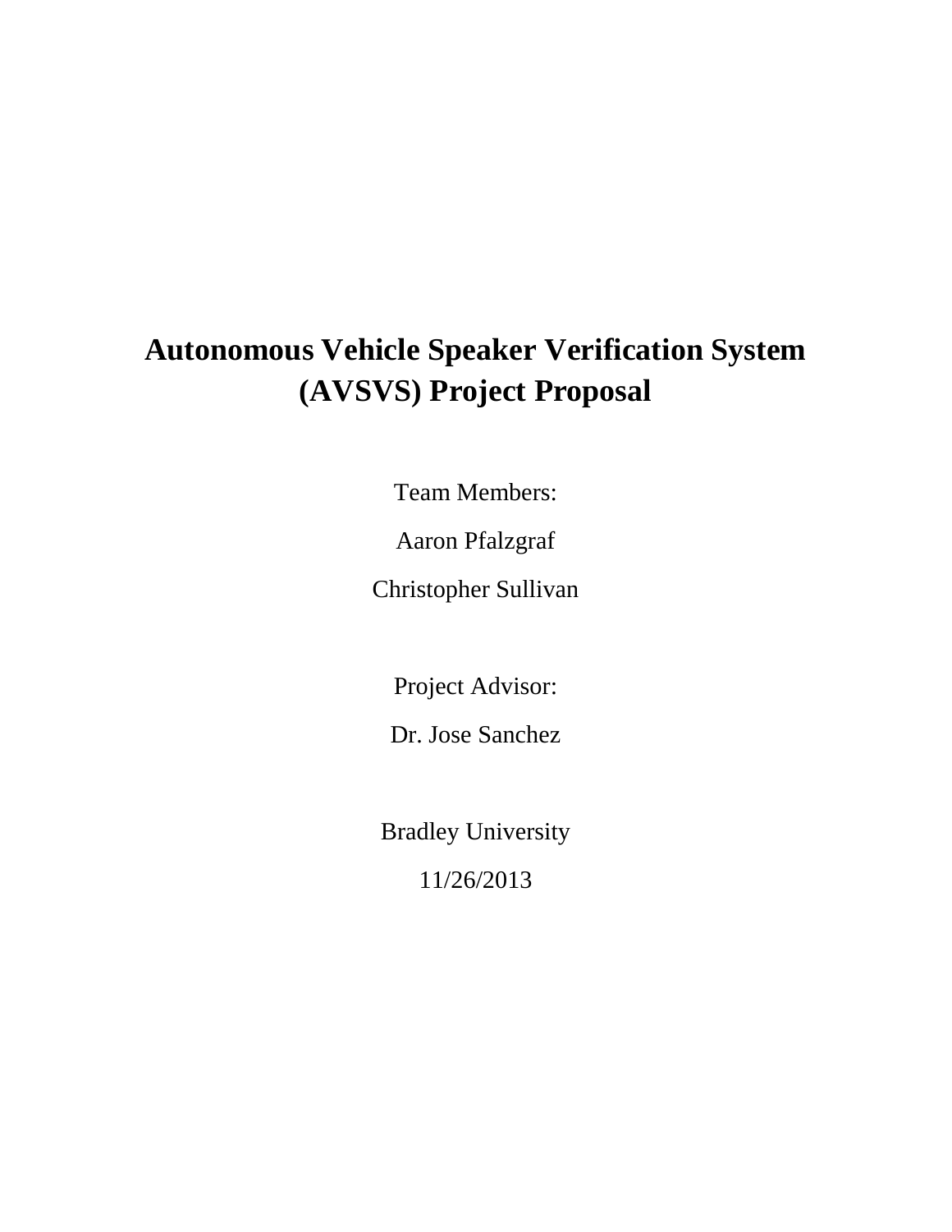# Autonomous Vehicle Speaker Verification System (AVSVS) Project Proposal

Team Members:

Aaron Pfalzgraf

Christopher Sullivan

Project Advisor:

Dr. Jose Sanchez

Bradley University

11/26/2013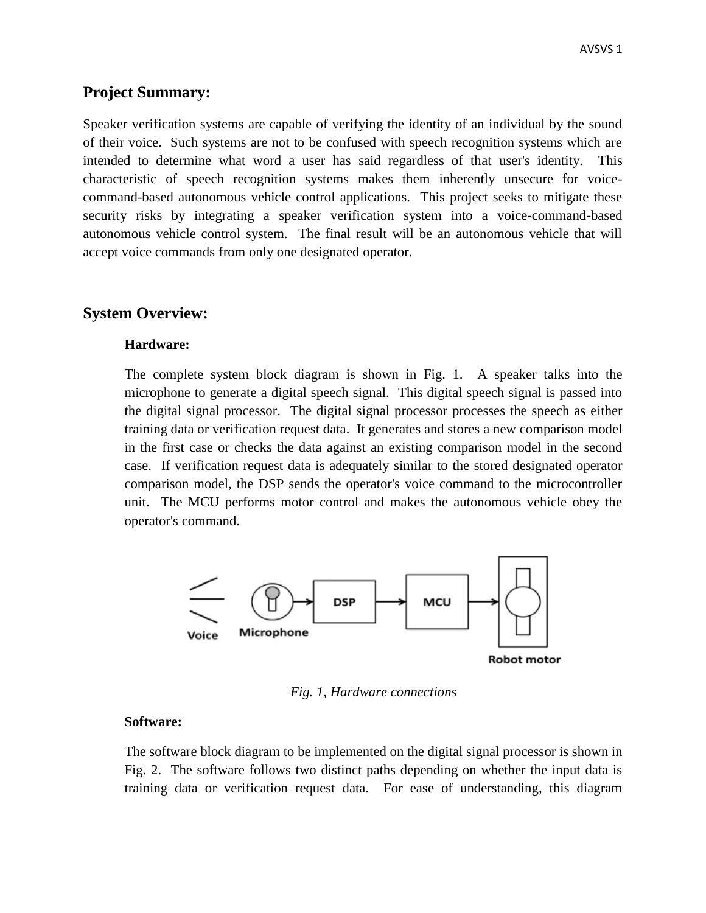## Project Summary:

Speaker verification systems are capable of verifying the identity of an individual by the sound of their voice. Such systems are not to be confused with speech recognition systems which are intended to determine what word a user has said regardless of that user's identity. This characteristic of speech recognition systems makes them inherently unsecure for voice-command-based autonomous vehicle control applications. This project seeks to mitigate these security risks by integrating a speaker verification system into a voice-command-based autonomous vehicle control system. The final result will be an autonomous vehicle that will accept voice commands from only one designated operator.

## System Overview:

### Hardware:

The complete system block diagram is shown in Fig. 1. A speaker talks into the microphone to generate a digital speech signal. This digital speech signal is passed into the digital signal processor. The digital signal processor processes the speech as either training data or verification request data. It generates and stores a new comparison model in the first case or checks the data against an existing comparison model in the second case. If verification request data is adequately similar to the stored designated operator comparison model, the DSP sends the operator's voice command to the microcontroller unit. The MCU performs motor control and makes the autonomous vehicle obey the operator's command.

Voice

Microphone

DSP

MCU

Robot motor

*Fig. 1, Hardware connections*

### Software:

The software block diagram to be implemented on the digital signal processor is shown in Fig. 2. The software follows two distinct paths depending on whether the input data is training data or verification request data. For ease of understanding, this diagram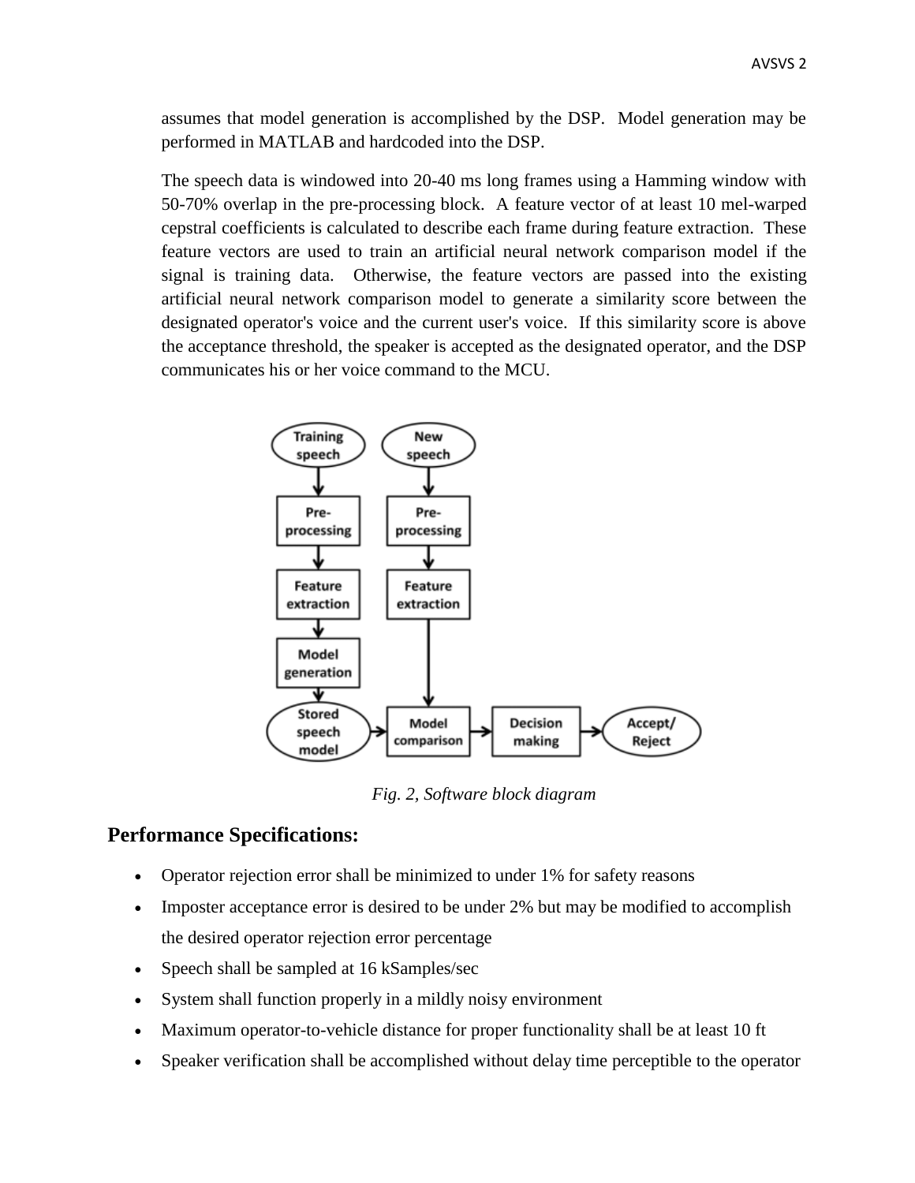assumes that model generation is accomplished by the DSP. Model generation may be performed in MATLAB and hardcoded into the DSP.

The speech data is windowed into 20-40 ms long frames using a Hamming window with 50-70% overlap in the pre-processing block. A feature vector of at least 10 mel-warped cepstral coefficients is calculated to describe each frame during feature extraction. These feature vectors are used to train an artificial neural network comparison model if the signal is training data. Otherwise, the feature vectors are passed into the existing artificial neural network comparison model to generate a similarity score between the designated operator's voice and the current user's voice. If this similarity score is above the acceptance threshold, the speaker is accepted as the designated operator, and the DSP communicates his or her voice command to the MCU.

Training speech
New speech
Pre-processing
Pre-processing
Feature extraction
Feature extraction
Model generation
Stored speech model
Model comparison
Decision making
Accept/ Reject

*Fig. 2, Software block diagram*

## Performance Specifications:

- Operator rejection error shall be minimized to under 1% for safety reasons
- Imposter acceptance error is desired to be under 2% but may be modified to accomplish the desired operator rejection error percentage
- Speech shall be sampled at 16 kSamples/sec
- System shall function properly in a mildly noisy environment
- Maximum operator-to-vehicle distance for proper functionality shall be at least 10 ft
- Speaker verification shall be accomplished without delay time perceptible to the operator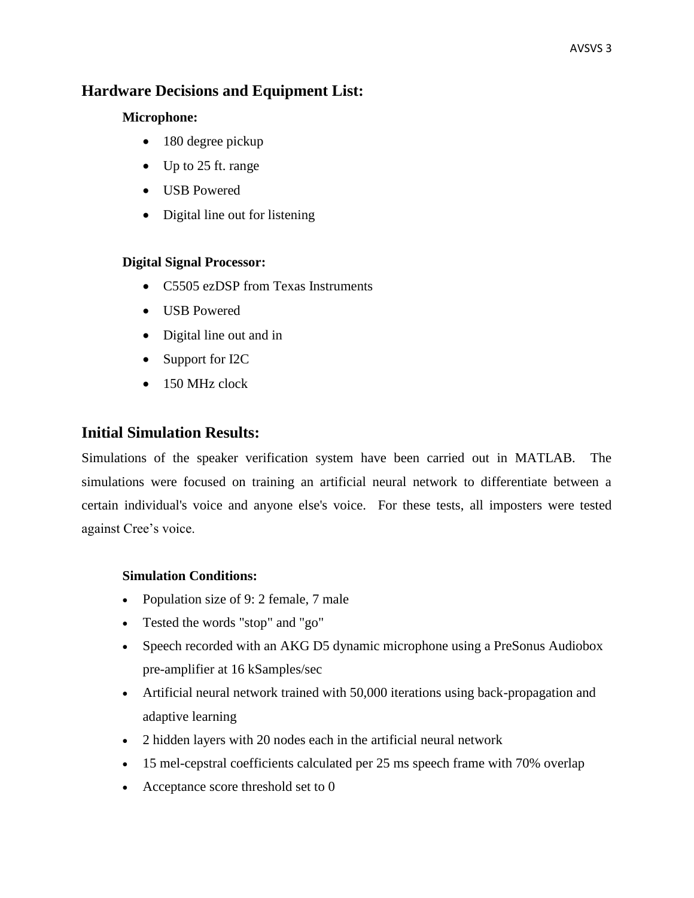## Hardware Decisions and Equipment List:

### Microphone:

- 180 degree pickup
- Up to 25 ft. range
- USB Powered
- Digital line out for listening

### Digital Signal Processor:

- C5505 ezDSP from Texas Instruments
- USB Powered
- Digital line out and in
- Support for I2C
- 150 MHz clock

## Initial Simulation Results:

Simulations of the speaker verification system have been carried out in MATLAB. The simulations were focused on training an artificial neural network to differentiate between a certain individual's voice and anyone else's voice. For these tests, all imposters were tested against Cree's voice.

### Simulation Conditions:

- Population size of 9: 2 female, 7 male
- Tested the words "stop" and "go"
- Speech recorded with an AKG D5 dynamic microphone using a PreSonus Audiobox pre-amplifier at 16 kSamples/sec
- Artificial neural network trained with 50,000 iterations using back-propagation and adaptive learning
- 2 hidden layers with 20 nodes each in the artificial neural network
- 15 mel-cepstral coefficients calculated per 25 ms speech frame with 70% overlap
- Acceptance score threshold set to 0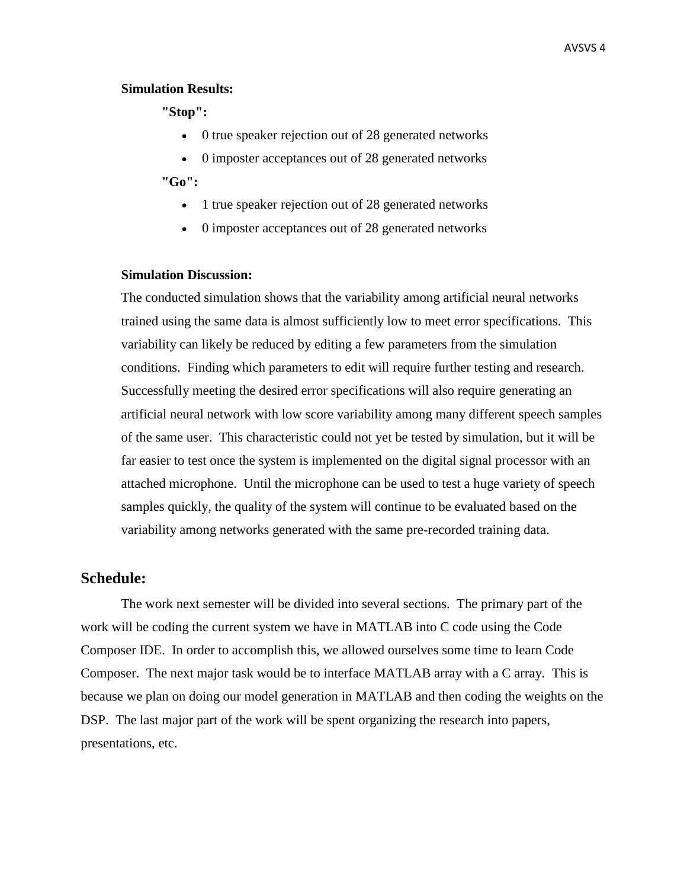**Simulation Results:**

**"Stop":**

- 0 true speaker rejection out of 28 generated networks
- 0 imposter acceptances out of 28 generated networks

**"Go":**

- 1 true speaker rejection out of 28 generated networks
- 0 imposter acceptances out of 28 generated networks

**Simulation Discussion:**

The conducted simulation shows that the variability among artificial neural networks trained using the same data is almost sufficiently low to meet error specifications. This variability can likely be reduced by editing a few parameters from the simulation conditions. Finding which parameters to edit will require further testing and research. Successfully meeting the desired error specifications will also require generating an artificial neural network with low score variability among many different speech samples of the same user. This characteristic could not yet be tested by simulation, but it will be far easier to test once the system is implemented on the digital signal processor with an attached microphone. Until the microphone can be used to test a huge variety of speech samples quickly, the quality of the system will continue to be evaluated based on the variability among networks generated with the same pre-recorded training data.

## Schedule:

The work next semester will be divided into several sections. The primary part of the work will be coding the current system we have in MATLAB into C code using the Code Composer IDE. In order to accomplish this, we allowed ourselves some time to learn Code Composer. The next major task would be to interface MATLAB array with a C array. This is because we plan on doing our model generation in MATLAB and then coding the weights on the DSP. The last major part of the work will be spent organizing the research into papers, presentations, etc.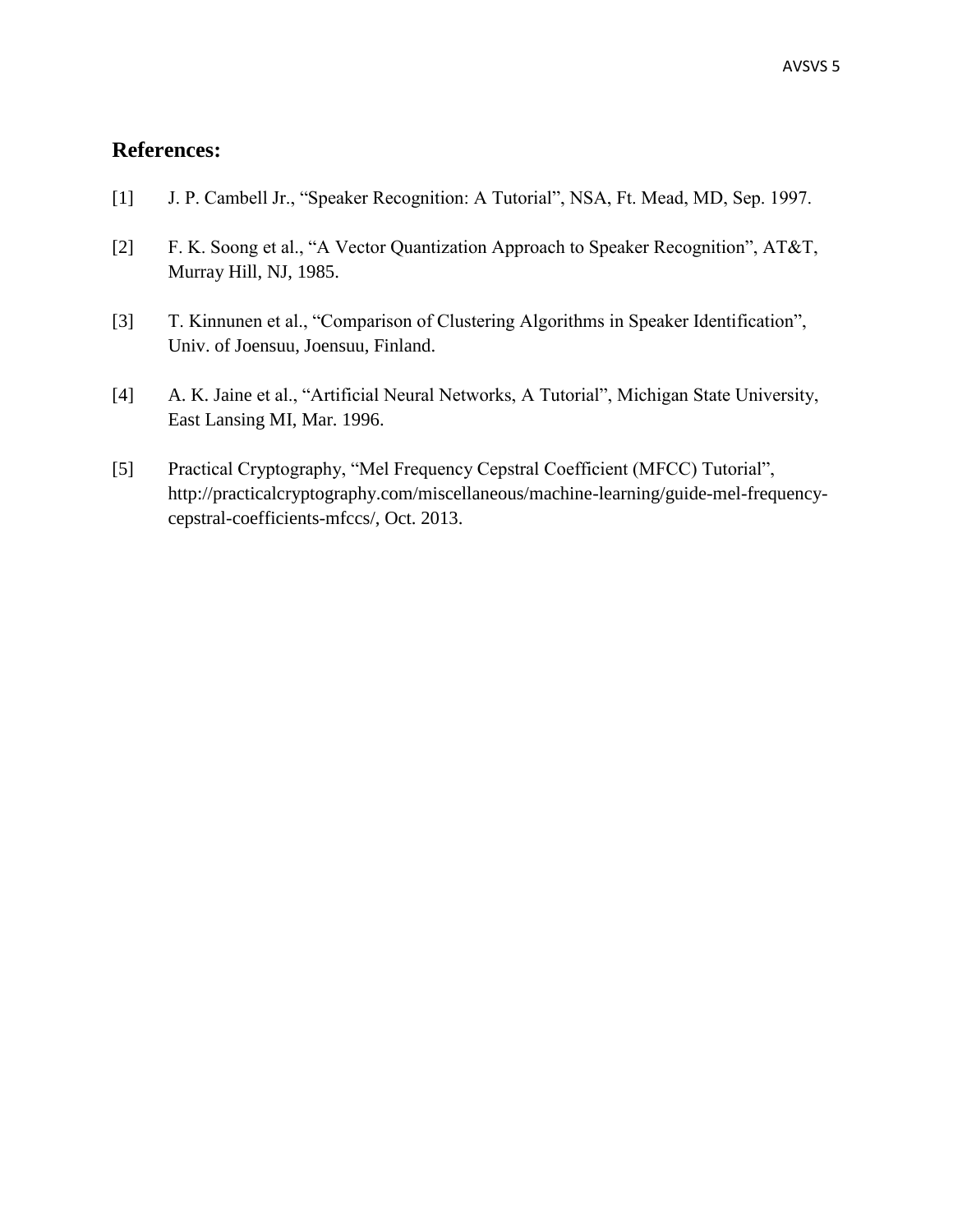## References:

[1] J. P. Cambell Jr., "Speaker Recognition: A Tutorial", NSA, Ft. Mead, MD, Sep. 1997.

[2] F. K. Soong et al., "A Vector Quantization Approach to Speaker Recognition", AT&T, Murray Hill, NJ, 1985.

[3] T. Kinnunen et al., "Comparison of Clustering Algorithms in Speaker Identification", Univ. of Joensuu, Joensuu, Finland.

[4] A. K. Jaine et al., "Artificial Neural Networks, A Tutorial", Michigan State University, East Lansing MI, Mar. 1996.

[5] Practical Cryptography, "Mel Frequency Cepstral Coefficient (MFCC) Tutorial", http://practicalcryptography.com/miscellaneous/machine-learning/guide-mel-frequency-cepstral-coefficients-mfccs/, Oct. 2013.